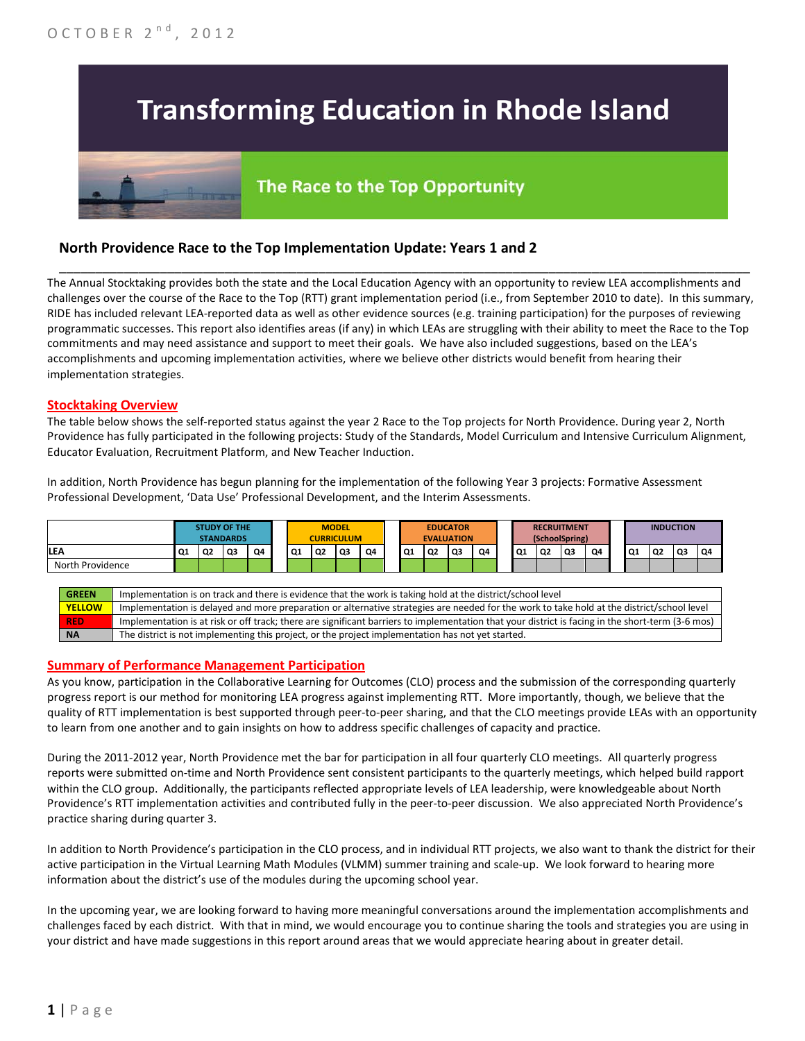OCTOBER 2nd, 2012

# Transforming Education in Rhode Island

## The Race to the Top Opportunity

### North Providence Race to the Top Implementation Update: Years 1 and 2

The Annual Stocktaking provides both the state and the Local Education Agency with an opportunity to review LEA accomplishments and challenges over the course of the Race to the Top (RTT) grant implementation period (i.e., from September 2010 to date). In this summary, RIDE has included relevant LEA-reported data as well as other evidence sources (e.g. training participation) for the purposes of reviewing programmatic successes. This report also identifies areas (if any) in which LEAs are struggling with their ability to meet the Race to the Top commitments and may need assistance and support to meet their goals. We have also included suggestions, based on the LEA's accomplishments and upcoming implementation activities, where we believe other districts would benefit from hearing their implementation strategies.

#### Stocktaking Overview

The table below shows the self-reported status against the year 2 Race to the Top projects for North Providence. During year 2, North Providence has fully participated in the following projects: Study of the Standards, Model Curriculum and Intensive Curriculum Alignment, Educator Evaluation, Recruitment Platform, and New Teacher Induction.

In addition, North Providence has begun planning for the implementation of the following Year 3 projects: Formative Assessment Professional Development, 'Data Use' Professional Development, and the Interim Assessments.

| | STUDY OF THE STANDARDS | | | | MODEL CURRICULUM | | | | EDUCATOR EVALUATION | | | | RECRUITMENT (SchoolSpring) | | | | INDUCTION | | | |
|---|---|---|---|---|---|---|---|---|---|---|---|---|---|---|---|---|---|---|---|---|
| LEA | Q1 | Q2 | Q3 | Q4 | Q1 | Q2 | Q3 | Q4 | Q1 | Q2 | Q3 | Q4 | Q1 | Q2 | Q3 | Q4 | Q1 | Q2 | Q3 | Q4 |
| North Providence | GREEN | GREEN | GREEN | GREEN | GREEN | GREEN | GREEN | GREEN | GREEN | GREEN | GREEN | GREEN | NA | NA | NA | NA | NA | NA | NA | NA |

| | |
|---|---|
| GREEN | Implementation is on track and there is evidence that the work is taking hold at the district/school level |
| YELLOW | Implementation is delayed and more preparation or alternative strategies are needed for the work to take hold at the district/school level |
| RED | Implementation is at risk or off track; there are significant barriers to implementation that your district is facing in the short-term (3-6 mos) |
| NA | The district is not implementing this project, or the project implementation has not yet started. |

#### Summary of Performance Management Participation

As you know, participation in the Collaborative Learning for Outcomes (CLO) process and the submission of the corresponding quarterly progress report is our method for monitoring LEA progress against implementing RTT. More importantly, though, we believe that the quality of RTT implementation is best supported through peer-to-peer sharing, and that the CLO meetings provide LEAs with an opportunity to learn from one another and to gain insights on how to address specific challenges of capacity and practice.

During the 2011-2012 year, North Providence met the bar for participation in all four quarterly CLO meetings. All quarterly progress reports were submitted on-time and North Providence sent consistent participants to the quarterly meetings, which helped build rapport within the CLO group. Additionally, the participants reflected appropriate levels of LEA leadership, were knowledgeable about North Providence's RTT implementation activities and contributed fully in the peer-to-peer discussion. We also appreciated North Providence's practice sharing during quarter 3.

In addition to North Providence's participation in the CLO process, and in individual RTT projects, we also want to thank the district for their active participation in the Virtual Learning Math Modules (VLMM) summer training and scale-up. We look forward to hearing more information about the district's use of the modules during the upcoming school year.

In the upcoming year, we are looking forward to having more meaningful conversations around the implementation accomplishments and challenges faced by each district. With that in mind, we would encourage you to continue sharing the tools and strategies you are using in your district and have made suggestions in this report around areas that we would appreciate hearing about in greater detail.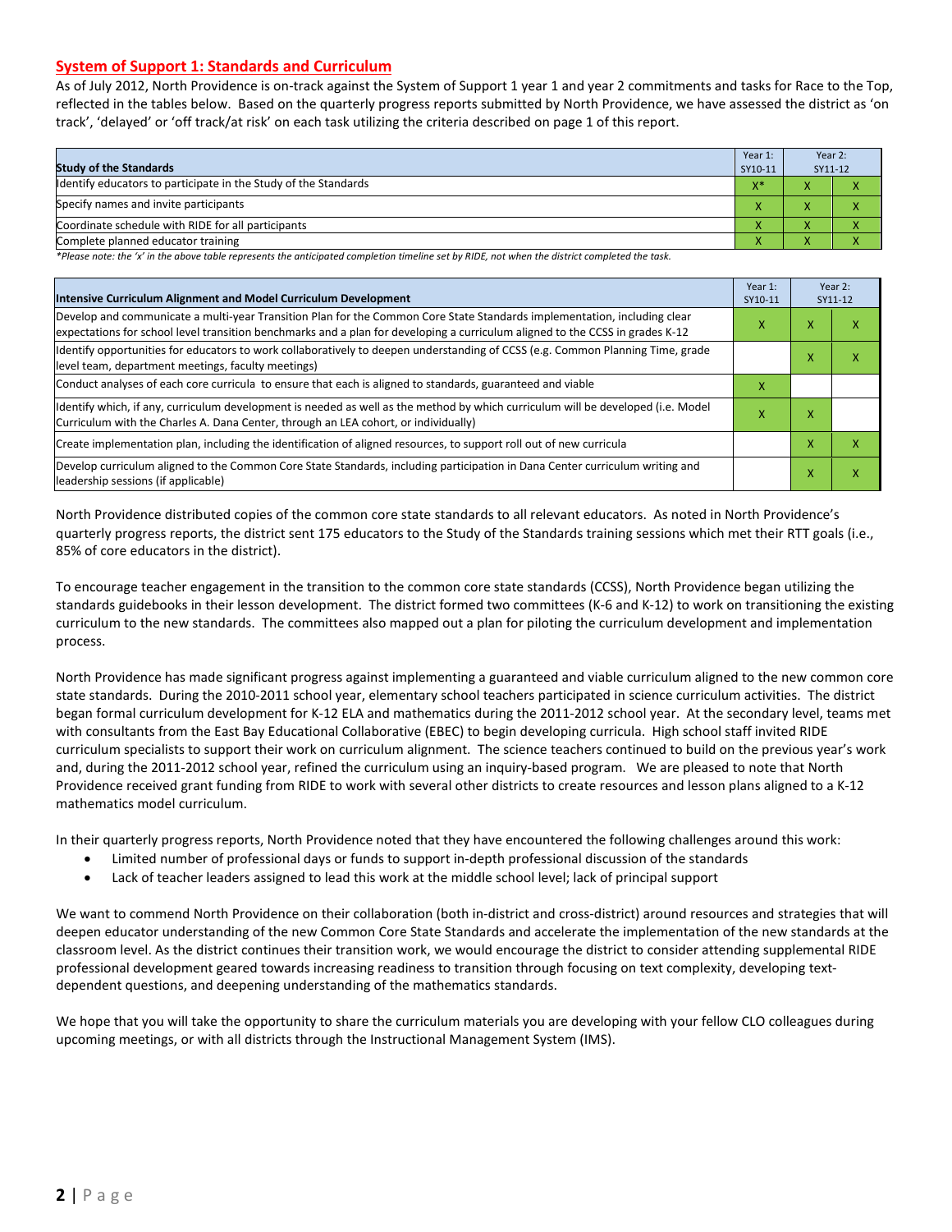## System of Support 1: Standards and Curriculum

As of July 2012, North Providence is on-track against the System of Support 1 year 1 and year 2 commitments and tasks for Race to the Top, reflected in the tables below. Based on the quarterly progress reports submitted by North Providence, we have assessed the district as 'on track', 'delayed' or 'off track/at risk' on each task utilizing the criteria described on page 1 of this report.

| Study of the Standards | Year 1: SY10-11 | Year 2: SY11-12 | |
|---|---|---|---|
| Identify educators to participate in the Study of the Standards | X* | X | X |
| Specify names and invite participants | X | X | X |
| Coordinate schedule with RIDE for all participants | X | X | X |
| Complete planned educator training | X | X | X |

*Please note: the 'x' in the above table represents the anticipated completion timeline set by RIDE, not when the district completed the task.*

| Intensive Curriculum Alignment and Model Curriculum Development | Year 1: SY10-11 | Year 2: SY11-12 | |
|---|---|---|---|
| Develop and communicate a multi-year Transition Plan for the Common Core State Standards implementation, including clear expectations for school level transition benchmarks and a plan for developing a curriculum aligned to the CCSS in grades K-12 | X | X | X |
| Identify opportunities for educators to work collaboratively to deepen understanding of CCSS (e.g. Common Planning Time, grade level team, department meetings, faculty meetings) | | X | X |
| Conduct analyses of each core curricula to ensure that each is aligned to standards, guaranteed and viable | X | | |
| Identify which, if any, curriculum development is needed as well as the method by which curriculum will be developed (i.e. Model Curriculum with the Charles A. Dana Center, through an LEA cohort, or individually) | X | X | |
| Create implementation plan, including the identification of aligned resources, to support roll out of new curricula | | X | X |
| Develop curriculum aligned to the Common Core State Standards, including participation in Dana Center curriculum writing and leadership sessions (if applicable) | | X | X |

North Providence distributed copies of the common core state standards to all relevant educators. As noted in North Providence's quarterly progress reports, the district sent 175 educators to the Study of the Standards training sessions which met their RTT goals (i.e., 85% of core educators in the district).

To encourage teacher engagement in the transition to the common core state standards (CCSS), North Providence began utilizing the standards guidebooks in their lesson development. The district formed two committees (K-6 and K-12) to work on transitioning the existing curriculum to the new standards. The committees also mapped out a plan for piloting the curriculum development and implementation process.

North Providence has made significant progress against implementing a guaranteed and viable curriculum aligned to the new common core state standards. During the 2010-2011 school year, elementary school teachers participated in science curriculum activities. The district began formal curriculum development for K-12 ELA and mathematics during the 2011-2012 school year. At the secondary level, teams met with consultants from the East Bay Educational Collaborative (EBEC) to begin developing curricula. High school staff invited RIDE curriculum specialists to support their work on curriculum alignment. The science teachers continued to build on the previous year's work and, during the 2011-2012 school year, refined the curriculum using an inquiry-based program. We are pleased to note that North Providence received grant funding from RIDE to work with several other districts to create resources and lesson plans aligned to a K-12 mathematics model curriculum.

In their quarterly progress reports, North Providence noted that they have encountered the following challenges around this work:

- Limited number of professional days or funds to support in-depth professional discussion of the standards
- Lack of teacher leaders assigned to lead this work at the middle school level; lack of principal support

We want to commend North Providence on their collaboration (both in-district and cross-district) around resources and strategies that will deepen educator understanding of the new Common Core State Standards and accelerate the implementation of the new standards at the classroom level. As the district continues their transition work, we would encourage the district to consider attending supplemental RIDE professional development geared towards increasing readiness to transition through focusing on text complexity, developing text-dependent questions, and deepening understanding of the mathematics standards.

We hope that you will take the opportunity to share the curriculum materials you are developing with your fellow CLO colleagues during upcoming meetings, or with all districts through the Instructional Management System (IMS).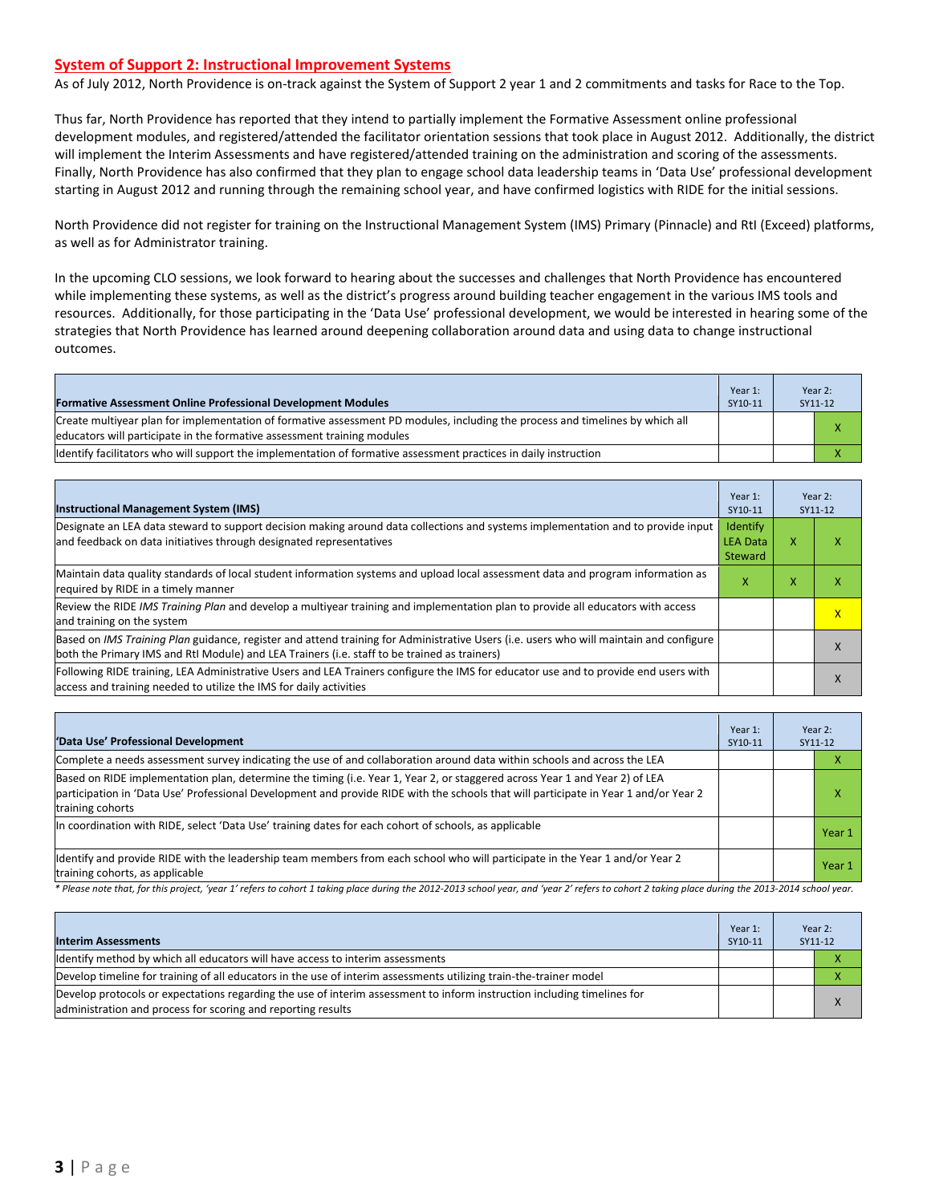## System of Support 2: Instructional Improvement Systems

As of July 2012, North Providence is on-track against the System of Support 2 year 1 and 2 commitments and tasks for Race to the Top.

Thus far, North Providence has reported that they intend to partially implement the Formative Assessment online professional development modules, and registered/attended the facilitator orientation sessions that took place in August 2012. Additionally, the district will implement the Interim Assessments and have registered/attended training on the administration and scoring of the assessments. Finally, North Providence has also confirmed that they plan to engage school data leadership teams in 'Data Use' professional development starting in August 2012 and running through the remaining school year, and have confirmed logistics with RIDE for the initial sessions.

North Providence did not register for training on the Instructional Management System (IMS) Primary (Pinnacle) and RtI (Exceed) platforms, as well as for Administrator training.

In the upcoming CLO sessions, we look forward to hearing about the successes and challenges that North Providence has encountered while implementing these systems, as well as the district's progress around building teacher engagement in the various IMS tools and resources. Additionally, for those participating in the 'Data Use' professional development, we would be interested in hearing some of the strategies that North Providence has learned around deepening collaboration around data and using data to change instructional outcomes.

| Formative Assessment Online Professional Development Modules | Year 1: SY10-11 | Year 2: SY11-12 | |
|---|---|---|---|
| Create multiyear plan for implementation of formative assessment PD modules, including the process and timelines by which all educators will participate in the formative assessment training modules | | | X |
| Identify facilitators who will support the implementation of formative assessment practices in daily instruction | | | X |

| Instructional Management System (IMS) | Year 1: SY10-11 | Year 2: SY11-12 | |
|---|---|---|---|
| Designate an LEA data steward to support decision making around data collections and systems implementation and to provide input and feedback on data initiatives through designated representatives | Identify LEA Data Steward | X | X |
| Maintain data quality standards of local student information systems and upload local assessment data and program information as required by RIDE in a timely manner | X | X | X |
| Review the RIDE *IMS Training Plan* and develop a multiyear training and implementation plan to provide all educators with access and training on the system | | | X |
| Based on *IMS Training Plan* guidance, register and attend training for Administrative Users (i.e. users who will maintain and configure both the Primary IMS and RtI Module) and LEA Trainers (i.e. staff to be trained as trainers) | | | X |
| Following RIDE training, LEA Administrative Users and LEA Trainers configure the IMS for educator use and to provide end users with access and training needed to utilize the IMS for daily activities | | | X |

| 'Data Use' Professional Development | Year 1: SY10-11 | Year 2: SY11-12 | |
|---|---|---|---|
| Complete a needs assessment survey indicating the use of and collaboration around data within schools and across the LEA | | | X |
| Based on RIDE implementation plan, determine the timing (i.e. Year 1, Year 2, or staggered across Year 1 and Year 2) of LEA participation in 'Data Use' Professional Development and provide RIDE with the schools that will participate in Year 1 and/or Year 2 training cohorts | | | X |
| In coordination with RIDE, select 'Data Use' training dates for each cohort of schools, as applicable | | | Year 1 |
| Identify and provide RIDE with the leadership team members from each school who will participate in the Year 1 and/or Year 2 training cohorts, as applicable | | | Year 1 |

*\* Please note that, for this project, 'year 1' refers to cohort 1 taking place during the 2012-2013 school year, and 'year 2' refers to cohort 2 taking place during the 2013-2014 school year.*

| Interim Assessments | Year 1: SY10-11 | Year 2: SY11-12 | |
|---|---|---|---|
| Identify method by which all educators will have access to interim assessments | | | X |
| Develop timeline for training of all educators in the use of interim assessments utilizing train-the-trainer model | | | X |
| Develop protocols or expectations regarding the use of interim assessment to inform instruction including timelines for administration and process for scoring and reporting results | | | X |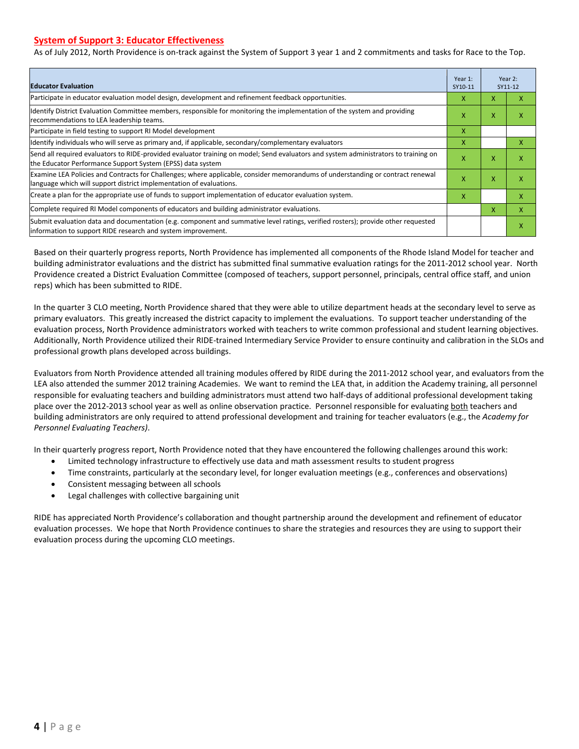## System of Support 3: Educator Effectiveness

As of July 2012, North Providence is on-track against the System of Support 3 year 1 and 2 commitments and tasks for Race to the Top.

| Educator Evaluation | Year 1: SY10-11 | Year 2: SY11-12 | |
|---|---|---|---|
| Participate in educator evaluation model design, development and refinement feedback opportunities. | X | X | X |
| Identify District Evaluation Committee members, responsible for monitoring the implementation of the system and providing recommendations to LEA leadership teams. | X | X | X |
| Participate in field testing to support RI Model development | X | | |
| Identify individuals who will serve as primary and, if applicable, secondary/complementary evaluators | X | | X |
| Send all required evaluators to RIDE-provided evaluator training on model; Send evaluators and system administrators to training on the Educator Performance Support System (EPSS) data system | X | X | X |
| Examine LEA Policies and Contracts for Challenges; where applicable, consider memorandums of understanding or contract renewal language which will support district implementation of evaluations. | X | X | X |
| Create a plan for the appropriate use of funds to support implementation of educator evaluation system. | X | | X |
| Complete required RI Model components of educators and building administrator evaluations. | | X | X |
| Submit evaluation data and documentation (e.g. component and summative level ratings, verified rosters); provide other requested information to support RIDE research and system improvement. | | | X |

Based on their quarterly progress reports, North Providence has implemented all components of the Rhode Island Model for teacher and building administrator evaluations and the district has submitted final summative evaluation ratings for the 2011-2012 school year. North Providence created a District Evaluation Committee (composed of teachers, support personnel, principals, central office staff, and union reps) which has been submitted to RIDE.

In the quarter 3 CLO meeting, North Providence shared that they were able to utilize department heads at the secondary level to serve as primary evaluators. This greatly increased the district capacity to implement the evaluations. To support teacher understanding of the evaluation process, North Providence administrators worked with teachers to write common professional and student learning objectives. Additionally, North Providence utilized their RIDE-trained Intermediary Service Provider to ensure continuity and calibration in the SLOs and professional growth plans developed across buildings.

Evaluators from North Providence attended all training modules offered by RIDE during the 2011-2012 school year, and evaluators from the LEA also attended the summer 2012 training Academies. We want to remind the LEA that, in addition the Academy training, all personnel responsible for evaluating teachers and building administrators must attend two half-days of additional professional development taking place over the 2012-2013 school year as well as online observation practice. Personnel responsible for evaluating both teachers and building administrators are only required to attend professional development and training for teacher evaluators (e.g., the *Academy for Personnel Evaluating Teachers)*.

In their quarterly progress report, North Providence noted that they have encountered the following challenges around this work:

- Limited technology infrastructure to effectively use data and math assessment results to student progress
- Time constraints, particularly at the secondary level, for longer evaluation meetings (e.g., conferences and observations)
- Consistent messaging between all schools
- Legal challenges with collective bargaining unit

RIDE has appreciated North Providence's collaboration and thought partnership around the development and refinement of educator evaluation processes. We hope that North Providence continues to share the strategies and resources they are using to support their evaluation process during the upcoming CLO meetings.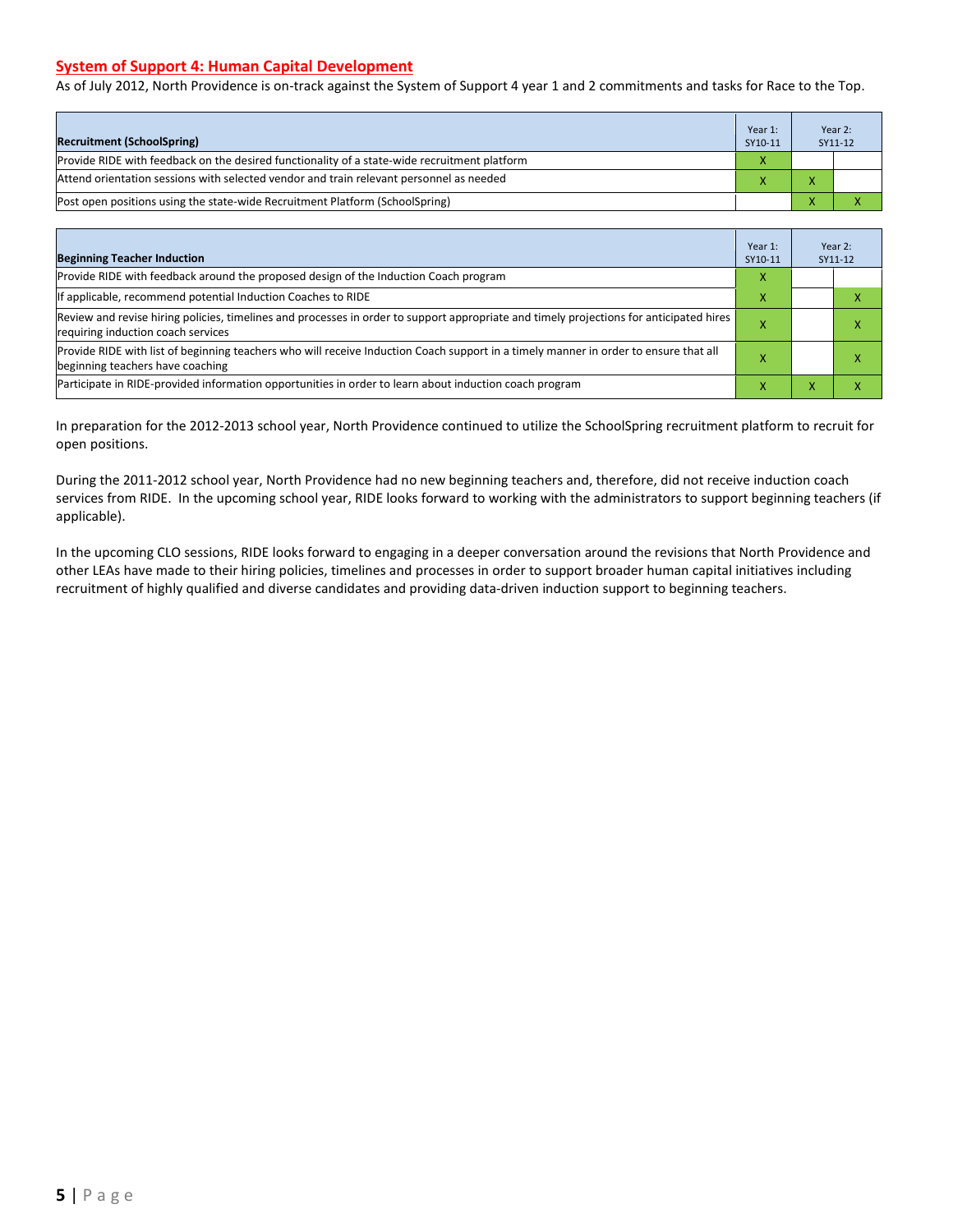## System of Support 4: Human Capital Development

As of July 2012, North Providence is on-track against the System of Support 4 year 1 and 2 commitments and tasks for Race to the Top.

| Recruitment (SchoolSpring) | Year 1: SY10-11 | Year 2: SY11-12 | |
|---|---|---|---|
| Provide RIDE with feedback on the desired functionality of a state-wide recruitment platform | X | | |
| Attend orientation sessions with selected vendor and train relevant personnel as needed | X | X | |
| Post open positions using the state-wide Recruitment Platform (SchoolSpring) | | X | X |

| Beginning Teacher Induction | Year 1: SY10-11 | Year 2: SY11-12 | |
|---|---|---|---|
| Provide RIDE with feedback around the proposed design of the Induction Coach program | X | | |
| If applicable, recommend potential Induction Coaches to RIDE | X | | X |
| Review and revise hiring policies, timelines and processes in order to support appropriate and timely projections for anticipated hires requiring induction coach services | X | | X |
| Provide RIDE with list of beginning teachers who will receive Induction Coach support in a timely manner in order to ensure that all beginning teachers have coaching | X | | X |
| Participate in RIDE-provided information opportunities in order to learn about induction coach program | X | X | X |

In preparation for the 2012-2013 school year, North Providence continued to utilize the SchoolSpring recruitment platform to recruit for open positions.

During the 2011-2012 school year, North Providence had no new beginning teachers and, therefore, did not receive induction coach services from RIDE. In the upcoming school year, RIDE looks forward to working with the administrators to support beginning teachers (if applicable).

In the upcoming CLO sessions, RIDE looks forward to engaging in a deeper conversation around the revisions that North Providence and other LEAs have made to their hiring policies, timelines and processes in order to support broader human capital initiatives including recruitment of highly qualified and diverse candidates and providing data-driven induction support to beginning teachers.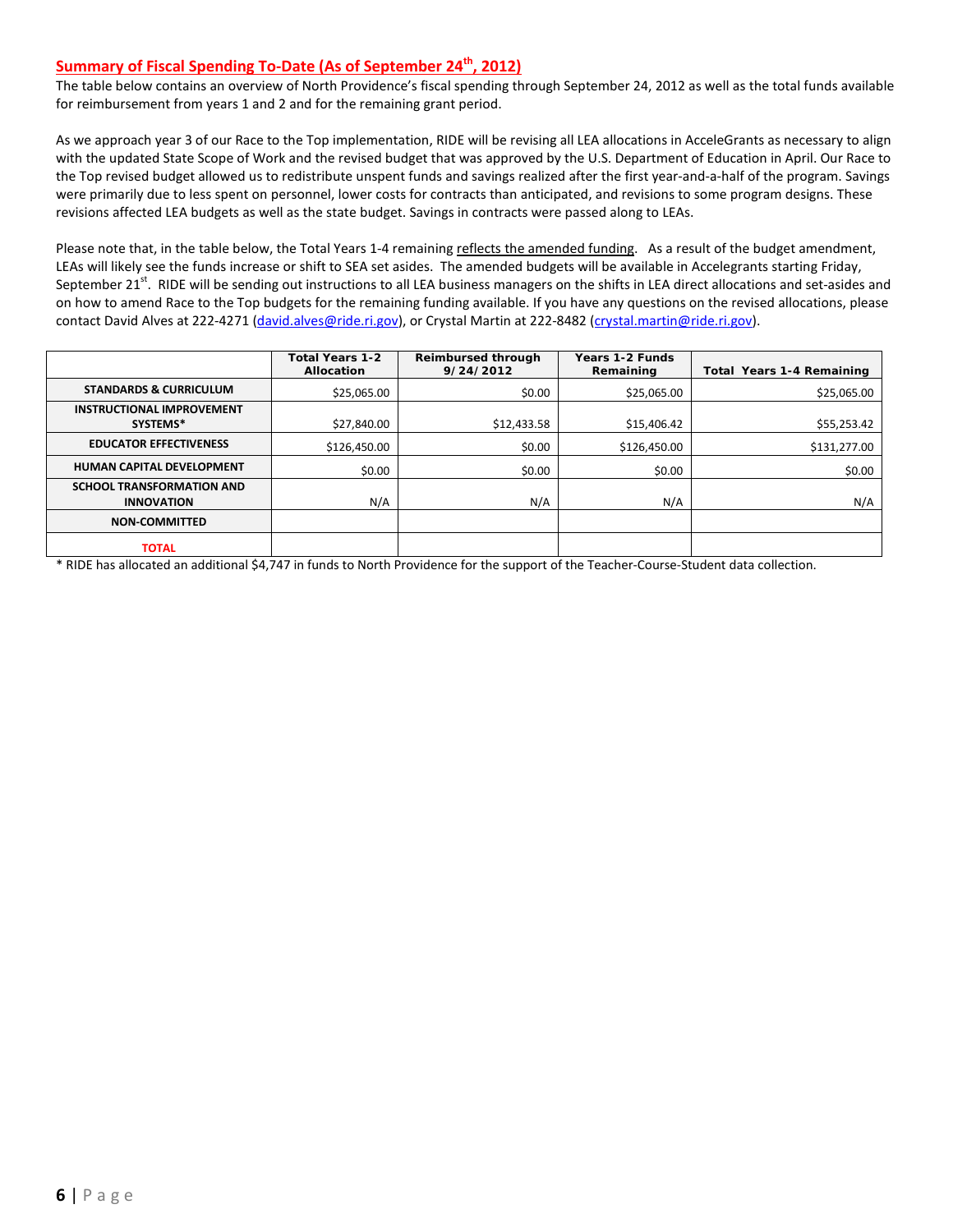## Summary of Fiscal Spending To-Date (As of September 24th, 2012)

The table below contains an overview of North Providence's fiscal spending through September 24, 2012 as well as the total funds available for reimbursement from years 1 and 2 and for the remaining grant period.

As we approach year 3 of our Race to the Top implementation, RIDE will be revising all LEA allocations in AcceleGrants as necessary to align with the updated State Scope of Work and the revised budget that was approved by the U.S. Department of Education in April. Our Race to the Top revised budget allowed us to redistribute unspent funds and savings realized after the first year-and-a-half of the program. Savings were primarily due to less spent on personnel, lower costs for contracts than anticipated, and revisions to some program designs. These revisions affected LEA budgets as well as the state budget. Savings in contracts were passed along to LEAs.

Please note that, in the table below, the Total Years 1-4 remaining reflects the amended funding. As a result of the budget amendment, LEAs will likely see the funds increase or shift to SEA set asides. The amended budgets will be available in Accelegrants starting Friday, September 21st. RIDE will be sending out instructions to all LEA business managers on the shifts in LEA direct allocations and set-asides and on how to amend Race to the Top budgets for the remaining funding available. If you have any questions on the revised allocations, please contact David Alves at 222-4271 (david.alves@ride.ri.gov), or Crystal Martin at 222-8482 (crystal.martin@ride.ri.gov).

| | Total Years 1-2 Allocation | Reimbursed through 9/24/2012 | Years 1-2 Funds Remaining | Total Years 1-4 Remaining |
|---|---|---|---|---|
| STANDARDS & CURRICULUM | $25,065.00 | $0.00 | $25,065.00 | $25,065.00 |
| INSTRUCTIONAL IMPROVEMENT SYSTEMS* | $27,840.00 | $12,433.58 | $15,406.42 | $55,253.42 |
| EDUCATOR EFFECTIVENESS | $126,450.00 | $0.00 | $126,450.00 | $131,277.00 |
| HUMAN CAPITAL DEVELOPMENT | $0.00 | $0.00 | $0.00 | $0.00 |
| SCHOOL TRANSFORMATION AND INNOVATION | N/A | N/A | N/A | N/A |
| NON-COMMITTED | | | | |
| TOTAL | | | | |

* RIDE has allocated an additional $4,747 in funds to North Providence for the support of the Teacher-Course-Student data collection.